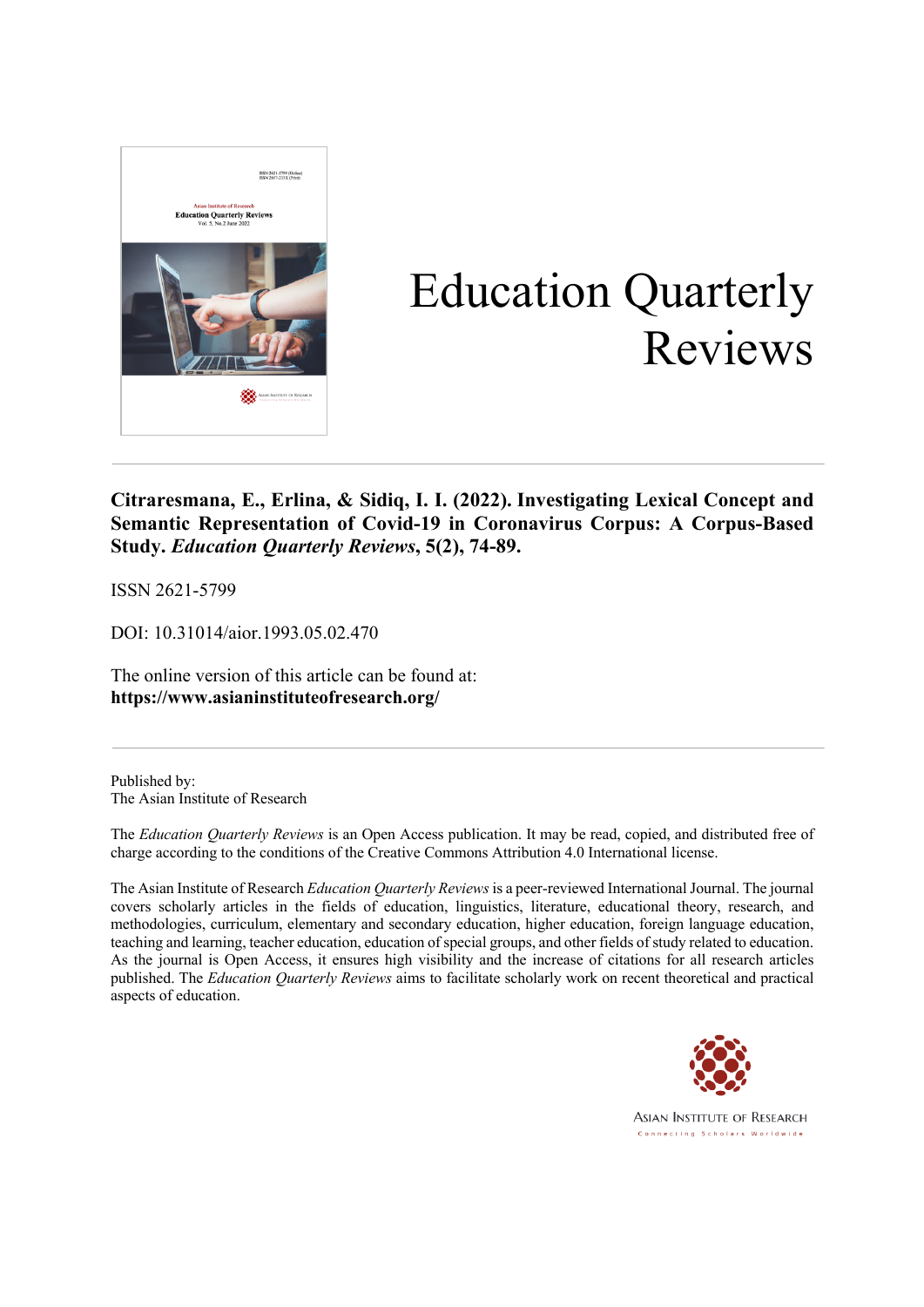# Education Quarterly Reviews

**Citraresmana, E., Erlina, & Sidiq, I. I. (2022). Investigating Lexical Concept and Semantic Representation of Covid-19 in Coronavirus Corpus: A Corpus-Based Study. *Education Quarterly Reviews*, 5(2), 74-89.**

ISSN 2621-5799

DOI: 10.31014/aior.1993.05.02.470

The online version of this article can be found at:
**https://www.asianinstituteofresearch.org/**

---

Published by:
The Asian Institute of Research

The *Education Quarterly Reviews* is an Open Access publication. It may be read, copied, and distributed free of charge according to the conditions of the Creative Commons Attribution 4.0 International license.

The Asian Institute of Research *Education Quarterly Reviews* is a peer-reviewed International Journal. The journal covers scholarly articles in the fields of education, linguistics, literature, educational theory, research, and methodologies, curriculum, elementary and secondary education, higher education, foreign language education, teaching and learning, teacher education, education of special groups, and other fields of study related to education. As the journal is Open Access, it ensures high visibility and the increase of citations for all research articles published. The *Education Quarterly Reviews* aims to facilitate scholarly work on recent theoretical and practical aspects of education.

ASIAN INSTITUTE OF RESEARCH
Connecting Scholars Worldwide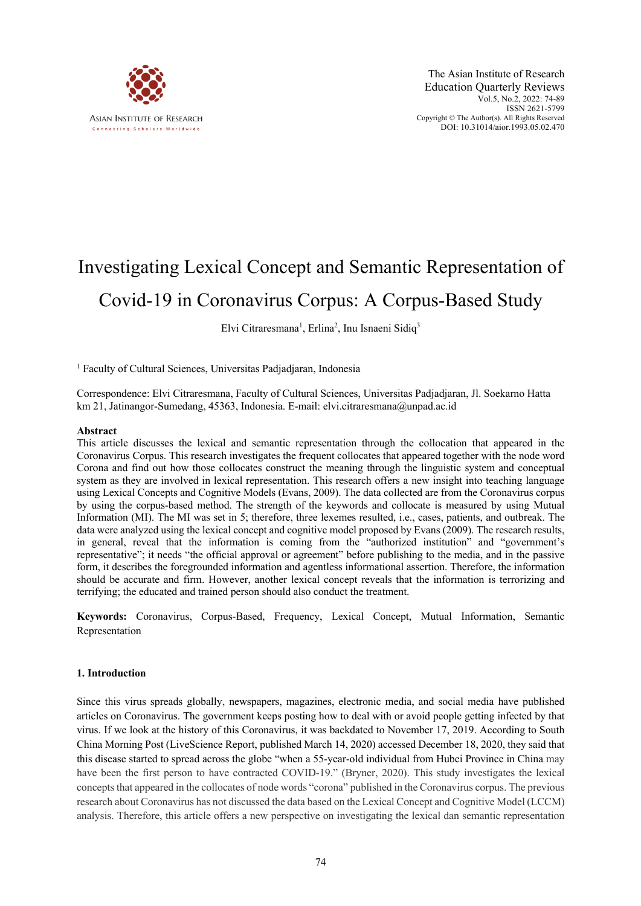# Investigating Lexical Concept and Semantic Representation of Covid-19 in Coronavirus Corpus: A Corpus-Based Study

Elvi Citraresmana[1], Erlina[2], Inu Isnaeni Sidiq[3]

[1] Faculty of Cultural Sciences, Universitas Padjadjaran, Indonesia

Correspondence: Elvi Citraresmana, Faculty of Cultural Sciences, Universitas Padjadjaran, Jl. Soekarno Hatta km 21, Jatinangor-Sumedang, 45363, Indonesia. E-mail: elvi.citraresmana@unpad.ac.id

## Abstract

This article discusses the lexical and semantic representation through the collocation that appeared in the Coronavirus Corpus. This research investigates the frequent collocates that appeared together with the node word Corona and find out how those collocates construct the meaning through the linguistic system and conceptual system as they are involved in lexical representation. This research offers a new insight into teaching language using Lexical Concepts and Cognitive Models (Evans, 2009). The data collected are from the Coronavirus corpus by using the corpus-based method. The strength of the keywords and collocate is measured by using Mutual Information (MI). The MI was set in 5; therefore, three lexemes resulted, i.e., cases, patients, and outbreak. The data were analyzed using the lexical concept and cognitive model proposed by Evans (2009). The research results, in general, reveal that the information is coming from the "authorized institution" and "government's representative"; it needs "the official approval or agreement" before publishing to the media, and in the passive form, it describes the foregrounded information and agentless informational assertion. Therefore, the information should be accurate and firm. However, another lexical concept reveals that the information is terrorizing and terrifying; the educated and trained person should also conduct the treatment.

**Keywords:** Coronavirus, Corpus-Based, Frequency, Lexical Concept, Mutual Information, Semantic Representation

### 1. Introduction

Since this virus spreads globally, newspapers, magazines, electronic media, and social media have published articles on Coronavirus. The government keeps posting how to deal with or avoid people getting infected by that virus. If we look at the history of this Coronavirus, it was backdated to November 17, 2019. According to South China Morning Post (LiveScience Report, published March 14, 2020) accessed December 18, 2020, they said that this disease started to spread across the globe "when a 55-year-old individual from Hubei Province in China may have been the first person to have contracted COVID-19." (Bryner, 2020). This study investigates the lexical concepts that appeared in the collocates of node words "corona" published in the Coronavirus corpus. The previous research about Coronavirus has not discussed the data based on the Lexical Concept and Cognitive Model (LCCM) analysis. Therefore, this article offers a new perspective on investigating the lexical dan semantic representation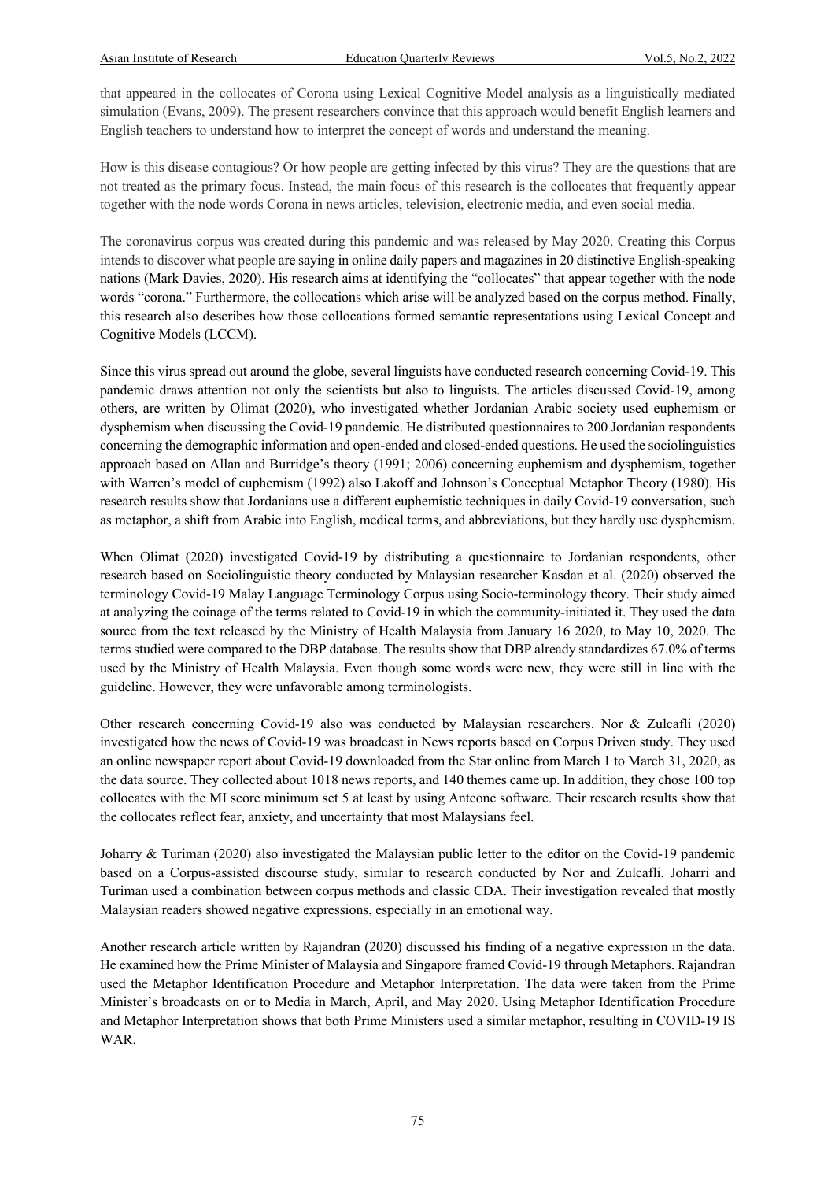that appeared in the collocates of Corona using Lexical Cognitive Model analysis as a linguistically mediated simulation (Evans, 2009). The present researchers convince that this approach would benefit English learners and English teachers to understand how to interpret the concept of words and understand the meaning.

How is this disease contagious? Or how people are getting infected by this virus? They are the questions that are not treated as the primary focus. Instead, the main focus of this research is the collocates that frequently appear together with the node words Corona in news articles, television, electronic media, and even social media.

The coronavirus corpus was created during this pandemic and was released by May 2020. Creating this Corpus intends to discover what people are saying in online daily papers and magazines in 20 distinctive English-speaking nations (Mark Davies, 2020). His research aims at identifying the "collocates" that appear together with the node words "corona." Furthermore, the collocations which arise will be analyzed based on the corpus method. Finally, this research also describes how those collocations formed semantic representations using Lexical Concept and Cognitive Models (LCCM).

Since this virus spread out around the globe, several linguists have conducted research concerning Covid-19. This pandemic draws attention not only the scientists but also to linguists. The articles discussed Covid-19, among others, are written by Olimat (2020), who investigated whether Jordanian Arabic society used euphemism or dysphemism when discussing the Covid-19 pandemic. He distributed questionnaires to 200 Jordanian respondents concerning the demographic information and open-ended and closed-ended questions. He used the sociolinguistics approach based on Allan and Burridge's theory (1991; 2006) concerning euphemism and dysphemism, together with Warren's model of euphemism (1992) also Lakoff and Johnson's Conceptual Metaphor Theory (1980). His research results show that Jordanians use a different euphemistic techniques in daily Covid-19 conversation, such as metaphor, a shift from Arabic into English, medical terms, and abbreviations, but they hardly use dysphemism.

When Olimat (2020) investigated Covid-19 by distributing a questionnaire to Jordanian respondents, other research based on Sociolinguistic theory conducted by Malaysian researcher Kasdan et al. (2020) observed the terminology Covid-19 Malay Language Terminology Corpus using Socio-terminology theory. Their study aimed at analyzing the coinage of the terms related to Covid-19 in which the community-initiated it. They used the data source from the text released by the Ministry of Health Malaysia from January 16 2020, to May 10, 2020. The terms studied were compared to the DBP database. The results show that DBP already standardizes 67.0% of terms used by the Ministry of Health Malaysia. Even though some words were new, they were still in line with the guideline. However, they were unfavorable among terminologists.

Other research concerning Covid-19 also was conducted by Malaysian researchers. Nor & Zulcafli (2020) investigated how the news of Covid-19 was broadcast in News reports based on Corpus Driven study. They used an online newspaper report about Covid-19 downloaded from the Star online from March 1 to March 31, 2020, as the data source. They collected about 1018 news reports, and 140 themes came up. In addition, they chose 100 top collocates with the MI score minimum set 5 at least by using Antconc software. Their research results show that the collocates reflect fear, anxiety, and uncertainty that most Malaysians feel.

Joharry & Turiman (2020) also investigated the Malaysian public letter to the editor on the Covid-19 pandemic based on a Corpus-assisted discourse study, similar to research conducted by Nor and Zulcafli. Joharri and Turiman used a combination between corpus methods and classic CDA. Their investigation revealed that mostly Malaysian readers showed negative expressions, especially in an emotional way.

Another research article written by Rajandran (2020) discussed his finding of a negative expression in the data. He examined how the Prime Minister of Malaysia and Singapore framed Covid-19 through Metaphors. Rajandran used the Metaphor Identification Procedure and Metaphor Interpretation. The data were taken from the Prime Minister's broadcasts on or to Media in March, April, and May 2020. Using Metaphor Identification Procedure and Metaphor Interpretation shows that both Prime Ministers used a similar metaphor, resulting in COVID-19 IS WAR.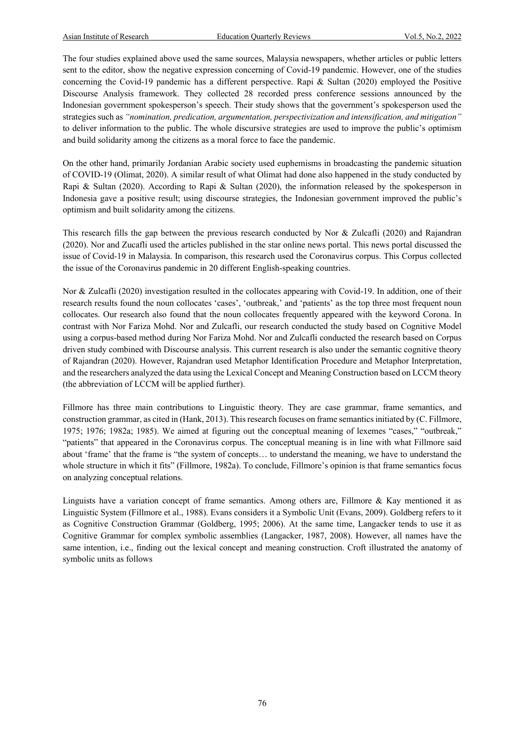The four studies explained above used the same sources, Malaysia newspapers, whether articles or public letters sent to the editor, show the negative expression concerning of Covid-19 pandemic. However, one of the studies concerning the Covid-19 pandemic has a different perspective. Rapi & Sultan (2020) employed the Positive Discourse Analysis framework. They collected 28 recorded press conference sessions announced by the Indonesian government spokesperson's speech. Their study shows that the government's spokesperson used the strategies such as *"nomination, predication, argumentation, perspectivization and intensification, and mitigation"* to deliver information to the public. The whole discursive strategies are used to improve the public's optimism and build solidarity among the citizens as a moral force to face the pandemic.

On the other hand, primarily Jordanian Arabic society used euphemisms in broadcasting the pandemic situation of COVID-19 (Olimat, 2020). A similar result of what Olimat had done also happened in the study conducted by Rapi & Sultan (2020). According to Rapi & Sultan (2020), the information released by the spokesperson in Indonesia gave a positive result; using discourse strategies, the Indonesian government improved the public's optimism and built solidarity among the citizens.

This research fills the gap between the previous research conducted by Nor & Zulcafli (2020) and Rajandran (2020). Nor and Zucafli used the articles published in the star online news portal. This news portal discussed the issue of Covid-19 in Malaysia. In comparison, this research used the Coronavirus corpus. This Corpus collected the issue of the Coronavirus pandemic in 20 different English-speaking countries.

Nor & Zulcafli (2020) investigation resulted in the collocates appearing with Covid-19. In addition, one of their research results found the noun collocates 'cases', 'outbreak,' and 'patients' as the top three most frequent noun collocates. Our research also found that the noun collocates frequently appeared with the keyword Corona. In contrast with Nor Fariza Mohd. Nor and Zulcafli, our research conducted the study based on Cognitive Model using a corpus-based method during Nor Fariza Mohd. Nor and Zulcafli conducted the research based on Corpus driven study combined with Discourse analysis. This current research is also under the semantic cognitive theory of Rajandran (2020). However, Rajandran used Metaphor Identification Procedure and Metaphor Interpretation, and the researchers analyzed the data using the Lexical Concept and Meaning Construction based on LCCM theory (the abbreviation of LCCM will be applied further).

Fillmore has three main contributions to Linguistic theory. They are case grammar, frame semantics, and construction grammar, as cited in (Hank, 2013). This research focuses on frame semantics initiated by (C. Fillmore, 1975; 1976; 1982a; 1985). We aimed at figuring out the conceptual meaning of lexemes "cases," "outbreak," "patients" that appeared in the Coronavirus corpus. The conceptual meaning is in line with what Fillmore said about 'frame' that the frame is "the system of concepts… to understand the meaning, we have to understand the whole structure in which it fits" (Fillmore, 1982a). To conclude, Fillmore's opinion is that frame semantics focus on analyzing conceptual relations.

Linguists have a variation concept of frame semantics. Among others are, Fillmore & Kay mentioned it as Linguistic System (Fillmore et al., 1988). Evans considers it a Symbolic Unit (Evans, 2009). Goldberg refers to it as Cognitive Construction Grammar (Goldberg, 1995; 2006). At the same time, Langacker tends to use it as Cognitive Grammar for complex symbolic assemblies (Langacker, 1987, 2008). However, all names have the same intention, i.e., finding out the lexical concept and meaning construction. Croft illustrated the anatomy of symbolic units as follows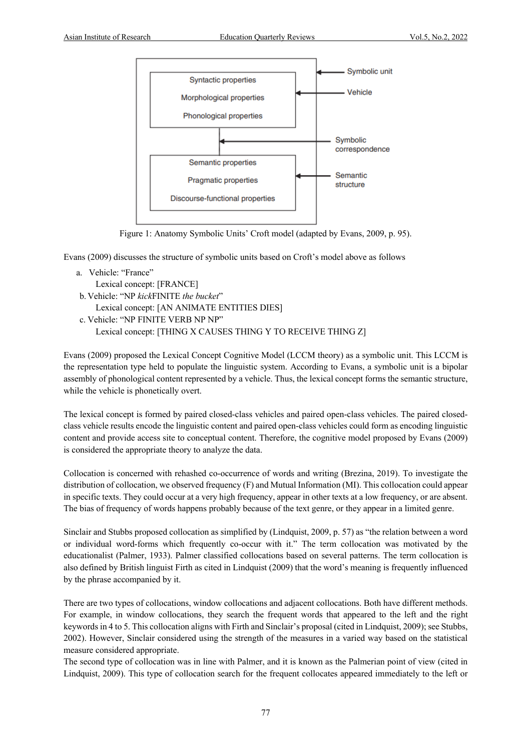Symbolic unit

| Syntactic properties |
| --- |
| Morphological properties |
| Phonological properties |

Vehicle

Symbolic correspondence

| Semantic properties |
| --- |
| Pragmatic properties |
| Discourse-functional properties |

Semantic structure

Figure 1: Anatomy Symbolic Units' Croft model (adapted by Evans, 2009, p. 95).

Evans (2009) discusses the structure of symbolic units based on Croft's model above as follows

a. Vehicle: "France"
   Lexical concept: [FRANCE]
b. Vehicle: "NP *kick*FINITE *the bucket*"
   Lexical concept: [AN ANIMATE ENTITIES DIES]
c. Vehicle: "NP FINITE VERB NP NP"
   Lexical concept: [THING X CAUSES THING Y TO RECEIVE THING Z]

Evans (2009) proposed the Lexical Concept Cognitive Model (LCCM theory) as a symbolic unit. This LCCM is the representation type held to populate the linguistic system. According to Evans, a symbolic unit is a bipolar assembly of phonological content represented by a vehicle. Thus, the lexical concept forms the semantic structure, while the vehicle is phonetically overt.

The lexical concept is formed by paired closed-class vehicles and paired open-class vehicles. The paired closed-class vehicle results encode the linguistic content and paired open-class vehicles could form as encoding linguistic content and provide access site to conceptual content. Therefore, the cognitive model proposed by Evans (2009) is considered the appropriate theory to analyze the data.

Collocation is concerned with rehashed co-occurrence of words and writing (Brezina, 2019). To investigate the distribution of collocation, we observed frequency (F) and Mutual Information (MI). This collocation could appear in specific texts. They could occur at a very high frequency, appear in other texts at a low frequency, or are absent. The bias of frequency of words happens probably because of the text genre, or they appear in a limited genre.

Sinclair and Stubbs proposed collocation as simplified by (Lindquist, 2009, p. 57) as "the relation between a word or individual word-forms which frequently co-occur with it." The term collocation was motivated by the educationalist (Palmer, 1933). Palmer classified collocations based on several patterns. The term collocation is also defined by British linguist Firth as cited in Lindquist (2009) that the word's meaning is frequently influenced by the phrase accompanied by it.

There are two types of collocations, window collocations and adjacent collocations. Both have different methods. For example, in window collocations, they search the frequent words that appeared to the left and the right keywords in 4 to 5. This collocation aligns with Firth and Sinclair's proposal (cited in Lindquist, 2009); see Stubbs, 2002). However, Sinclair considered using the strength of the measures in a varied way based on the statistical measure considered appropriate.
The second type of collocation was in line with Palmer, and it is known as the Palmerian point of view (cited in Lindquist, 2009). This type of collocation search for the frequent collocates appeared immediately to the left or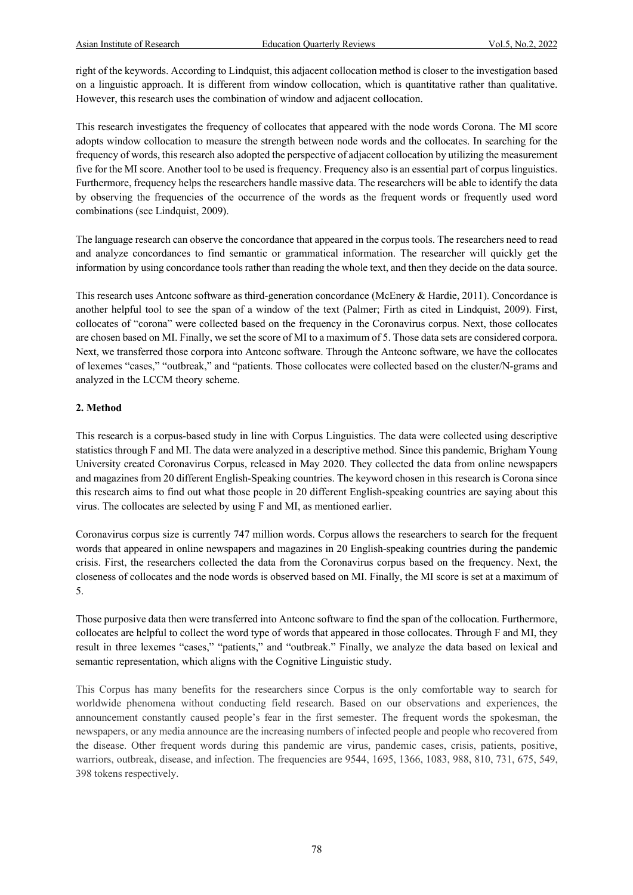right of the keywords. According to Lindquist, this adjacent collocation method is closer to the investigation based on a linguistic approach. It is different from window collocation, which is quantitative rather than qualitative. However, this research uses the combination of window and adjacent collocation.

This research investigates the frequency of collocates that appeared with the node words Corona. The MI score adopts window collocation to measure the strength between node words and the collocates. In searching for the frequency of words, this research also adopted the perspective of adjacent collocation by utilizing the measurement five for the MI score. Another tool to be used is frequency. Frequency also is an essential part of corpus linguistics. Furthermore, frequency helps the researchers handle massive data. The researchers will be able to identify the data by observing the frequencies of the occurrence of the words as the frequent words or frequently used word combinations (see Lindquist, 2009).

The language research can observe the concordance that appeared in the corpus tools. The researchers need to read and analyze concordances to find semantic or grammatical information. The researcher will quickly get the information by using concordance tools rather than reading the whole text, and then they decide on the data source.

This research uses Antconc software as third-generation concordance (McEnery & Hardie, 2011). Concordance is another helpful tool to see the span of a window of the text (Palmer; Firth as cited in Lindquist, 2009). First, collocates of "corona" were collected based on the frequency in the Coronavirus corpus. Next, those collocates are chosen based on MI. Finally, we set the score of MI to a maximum of 5. Those data sets are considered corpora. Next, we transferred those corpora into Antconc software. Through the Antconc software, we have the collocates of lexemes "cases," "outbreak," and "patients. Those collocates were collected based on the cluster/N-grams and analyzed in the LCCM theory scheme.

## 2. Method

This research is a corpus-based study in line with Corpus Linguistics. The data were collected using descriptive statistics through F and MI. The data were analyzed in a descriptive method. Since this pandemic, Brigham Young University created Coronavirus Corpus, released in May 2020. They collected the data from online newspapers and magazines from 20 different English-Speaking countries. The keyword chosen in this research is Corona since this research aims to find out what those people in 20 different English-speaking countries are saying about this virus. The collocates are selected by using F and MI, as mentioned earlier.

Coronavirus corpus size is currently 747 million words. Corpus allows the researchers to search for the frequent words that appeared in online newspapers and magazines in 20 English-speaking countries during the pandemic crisis. First, the researchers collected the data from the Coronavirus corpus based on the frequency. Next, the closeness of collocates and the node words is observed based on MI. Finally, the MI score is set at a maximum of 5.

Those purposive data then were transferred into Antconc software to find the span of the collocation. Furthermore, collocates are helpful to collect the word type of words that appeared in those collocates. Through F and MI, they result in three lexemes "cases," "patients," and "outbreak." Finally, we analyze the data based on lexical and semantic representation, which aligns with the Cognitive Linguistic study.

This Corpus has many benefits for the researchers since Corpus is the only comfortable way to search for worldwide phenomena without conducting field research. Based on our observations and experiences, the announcement constantly caused people's fear in the first semester. The frequent words the spokesman, the newspapers, or any media announce are the increasing numbers of infected people and people who recovered from the disease. Other frequent words during this pandemic are virus, pandemic cases, crisis, patients, positive, warriors, outbreak, disease, and infection. The frequencies are 9544, 1695, 1366, 1083, 988, 810, 731, 675, 549, 398 tokens respectively.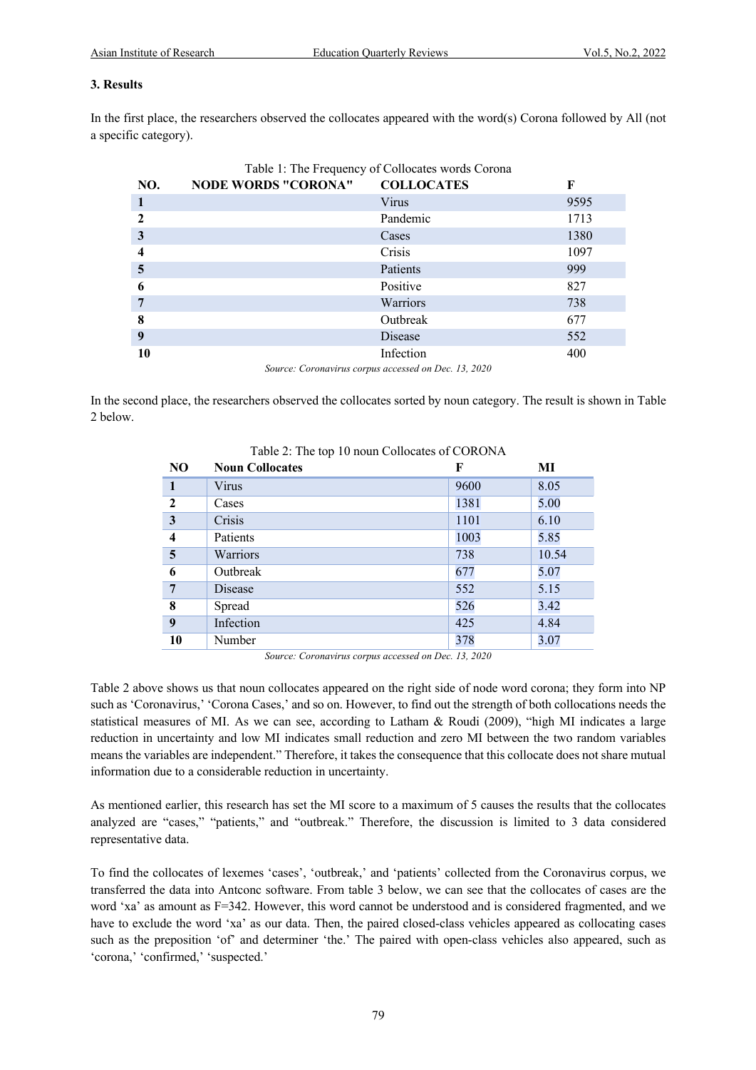### 3. Results

In the first place, the researchers observed the collocates appeared with the word(s) Corona followed by All (not a specific category).

Table 1: The Frequency of Collocates words Corona

| NO. | NODE WORDS "CORONA" | COLLOCATES | F |
|---|---|---|---|
| 1 | | Virus | 9595 |
| 2 | | Pandemic | 1713 |
| 3 | | Cases | 1380 |
| 4 | | Crisis | 1097 |
| 5 | | Patients | 999 |
| 6 | | Positive | 827 |
| 7 | | Warriors | 738 |
| 8 | | Outbreak | 677 |
| 9 | | Disease | 552 |
| 10 | | Infection | 400 |

*Source: Coronavirus corpus accessed on Dec. 13, 2020*

In the second place, the researchers observed the collocates sorted by noun category. The result is shown in Table 2 below.

Table 2: The top 10 noun Collocates of CORONA

| NO | Noun Collocates | F | MI |
|---|---|---|---|
| 1 | Virus | 9600 | 8.05 |
| 2 | Cases | 1381 | 5.00 |
| 3 | Crisis | 1101 | 6.10 |
| 4 | Patients | 1003 | 5.85 |
| 5 | Warriors | 738 | 10.54 |
| 6 | Outbreak | 677 | 5.07 |
| 7 | Disease | 552 | 5.15 |
| 8 | Spread | 526 | 3.42 |
| 9 | Infection | 425 | 4.84 |
| 10 | Number | 378 | 3.07 |

*Source: Coronavirus corpus accessed on Dec. 13, 2020*

Table 2 above shows us that noun collocates appeared on the right side of node word corona; they form into NP such as 'Coronavirus,' 'Corona Cases,' and so on. However, to find out the strength of both collocations needs the statistical measures of MI. As we can see, according to Latham & Roudi (2009), "high MI indicates a large reduction in uncertainty and low MI indicates small reduction and zero MI between the two random variables means the variables are independent." Therefore, it takes the consequence that this collocate does not share mutual information due to a considerable reduction in uncertainty.

As mentioned earlier, this research has set the MI score to a maximum of 5 causes the results that the collocates analyzed are "cases," "patients," and "outbreak." Therefore, the discussion is limited to 3 data considered representative data.

To find the collocates of lexemes 'cases', 'outbreak,' and 'patients' collected from the Coronavirus corpus, we transferred the data into Antconc software. From table 3 below, we can see that the collocates of cases are the word 'xa' as amount as F=342. However, this word cannot be understood and is considered fragmented, and we have to exclude the word 'xa' as our data. Then, the paired closed-class vehicles appeared as collocating cases such as the preposition 'of' and determiner 'the.' The paired with open-class vehicles also appeared, such as 'corona,' 'confirmed,' 'suspected.'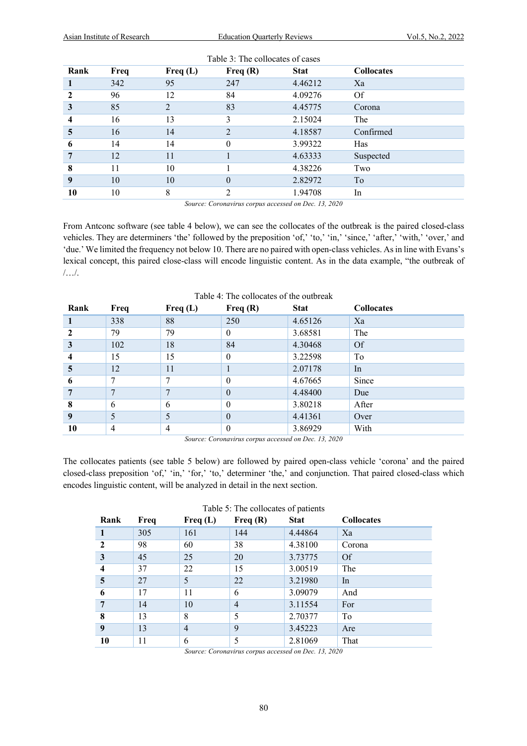Table 3: The collocates of cases

| Rank | Freq | Freq (L) | Freq (R) | Stat | Collocates |
|---|---|---|---|---|---|
| **1** | 342 | 95 | 247 | 4.46212 | Xa |
| **2** | 96 | 12 | 84 | 4.09276 | Of |
| **3** | 85 | 2 | 83 | 4.45775 | Corona |
| **4** | 16 | 13 | 3 | 2.15024 | The |
| **5** | 16 | 14 | 2 | 4.18587 | Confirmed |
| **6** | 14 | 14 | 0 | 3.99322 | Has |
| **7** | 12 | 11 | 1 | 4.63333 | Suspected |
| **8** | 11 | 10 | 1 | 4.38226 | Two |
| **9** | 10 | 10 | 0 | 2.82972 | To |
| **10** | 10 | 8 | 2 | 1.94708 | In |

*Source: Coronavirus corpus accessed on Dec. 13, 2020*

From Antconc software (see table 4 below), we can see the collocates of the outbreak is the paired closed-class vehicles. They are determiners 'the' followed by the preposition 'of,' 'to,' 'in,' 'since,' 'after,' 'with,' 'over,' and 'due.' We limited the frequency not below 10. There are no paired with open-class vehicles. As in line with Evans's lexical concept, this paired close-class will encode linguistic content. As in the data example, "the outbreak of /…/.

Table 4: The collocates of the outbreak

| Rank | Freq | Freq (L) | Freq (R) | Stat | Collocates |
|---|---|---|---|---|---|
| **1** | 338 | 88 | 250 | 4.65126 | Xa |
| **2** | 79 | 79 | 0 | 3.68581 | The |
| **3** | 102 | 18 | 84 | 4.30468 | Of |
| **4** | 15 | 15 | 0 | 3.22598 | To |
| **5** | 12 | 11 | 1 | 2.07178 | In |
| **6** | 7 | 7 | 0 | 4.67665 | Since |
| **7** | 7 | 7 | 0 | 4.48400 | Due |
| **8** | 6 | 6 | 0 | 3.80218 | After |
| **9** | 5 | 5 | 0 | 4.41361 | Over |
| **10** | 4 | 4 | 0 | 3.86929 | With |

*Source: Coronavirus corpus accessed on Dec. 13, 2020*

The collocates patients (see table 5 below) are followed by paired open-class vehicle 'corona' and the paired closed-class preposition 'of,' 'in,' 'for,' 'to,' determiner 'the,' and conjunction. That paired closed-class which encodes linguistic content, will be analyzed in detail in the next section.

Table 5: The collocates of patients

| Rank | Freq | Freq (L) | Freq (R) | Stat | Collocates |
|---|---|---|---|---|---|
| **1** | 305 | 161 | 144 | 4.44864 | Xa |
| **2** | 98 | 60 | 38 | 4.38100 | Corona |
| **3** | 45 | 25 | 20 | 3.73775 | Of |
| **4** | 37 | 22 | 15 | 3.00519 | The |
| **5** | 27 | 5 | 22 | 3.21980 | In |
| **6** | 17 | 11 | 6 | 3.09079 | And |
| **7** | 14 | 10 | 4 | 3.11554 | For |
| **8** | 13 | 8 | 5 | 2.70377 | To |
| **9** | 13 | 4 | 9 | 3.45223 | Are |
| **10** | 11 | 6 | 5 | 2.81069 | That |

*Source: Coronavirus corpus accessed on Dec. 13, 2020*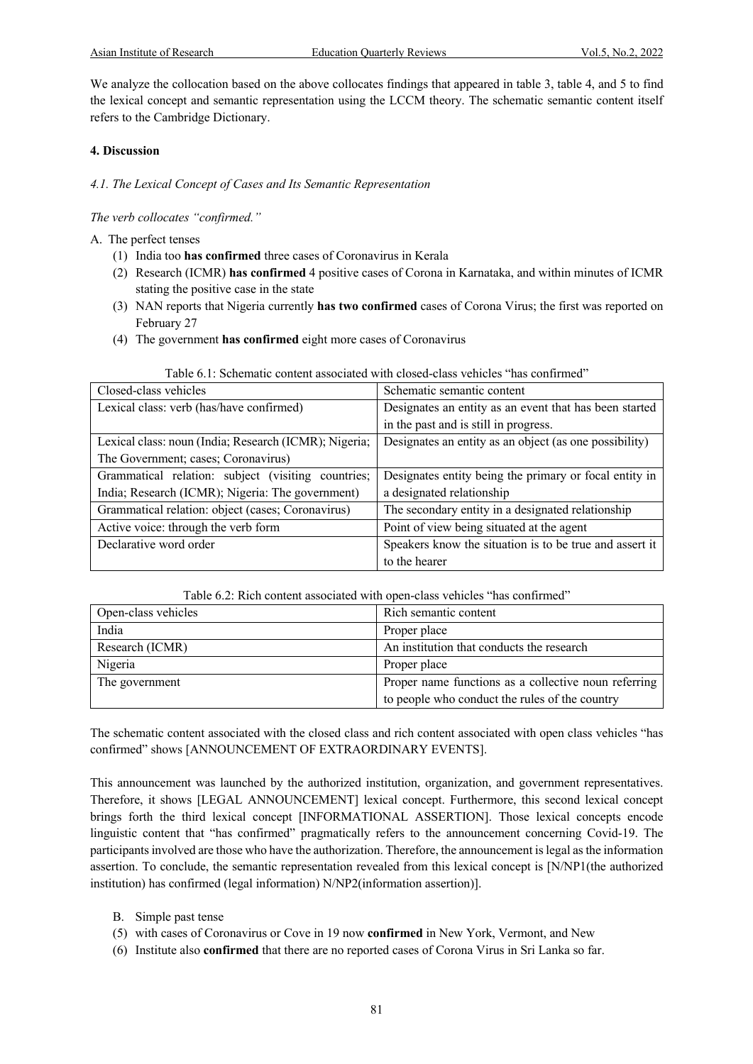We analyze the collocation based on the above collocates findings that appeared in table 3, table 4, and 5 to find the lexical concept and semantic representation using the LCCM theory. The schematic semantic content itself refers to the Cambridge Dictionary.

## 4. Discussion

### *4.1. The Lexical Concept of Cases and Its Semantic Representation*

*The verb collocates "confirmed."*

A. The perfect tenses

(1) India too **has confirmed** three cases of Coronavirus in Kerala

(2) Research (ICMR) **has confirmed** 4 positive cases of Corona in Karnataka, and within minutes of ICMR stating the positive case in the state

(3) NAN reports that Nigeria currently **has two confirmed** cases of Corona Virus; the first was reported on February 27

(4) The government **has confirmed** eight more cases of Coronavirus

Table 6.1: Schematic content associated with closed-class vehicles "has confirmed"

| Closed-class vehicles | Schematic semantic content |
|---|---|
| Lexical class: verb (has/have confirmed) | Designates an entity as an event that has been started in the past and is still in progress. |
| Lexical class: noun (India; Research (ICMR); Nigeria; The Government; cases; Coronavirus) | Designates an entity as an object (as one possibility) |
| Grammatical relation: subject (visiting countries; India; Research (ICMR); Nigeria: The government) | Designates entity being the primary or focal entity in a designated relationship |
| Grammatical relation: object (cases; Coronavirus) | The secondary entity in a designated relationship |
| Active voice: through the verb form | Point of view being situated at the agent |
| Declarative word order | Speakers know the situation is to be true and assert it to the hearer |

Table 6.2: Rich content associated with open-class vehicles "has confirmed"

| Open-class vehicles | Rich semantic content |
|---|---|
| India | Proper place |
| Research (ICMR) | An institution that conducts the research |
| Nigeria | Proper place |
| The government | Proper name functions as a collective noun referring to people who conduct the rules of the country |

The schematic content associated with the closed class and rich content associated with open class vehicles "has confirmed" shows [ANNOUNCEMENT OF EXTRAORDINARY EVENTS].

This announcement was launched by the authorized institution, organization, and government representatives. Therefore, it shows [LEGAL ANNOUNCEMENT] lexical concept. Furthermore, this second lexical concept brings forth the third lexical concept [INFORMATIONAL ASSERTION]. Those lexical concepts encode linguistic content that "has confirmed" pragmatically refers to the announcement concerning Covid-19. The participants involved are those who have the authorization. Therefore, the announcement is legal as the information assertion. To conclude, the semantic representation revealed from this lexical concept is [N/NP1(the authorized institution) has confirmed (legal information) N/NP2(information assertion)].

B. Simple past tense

(5) with cases of Coronavirus or Cove in 19 now **confirmed** in New York, Vermont, and New

(6) Institute also **confirmed** that there are no reported cases of Corona Virus in Sri Lanka so far.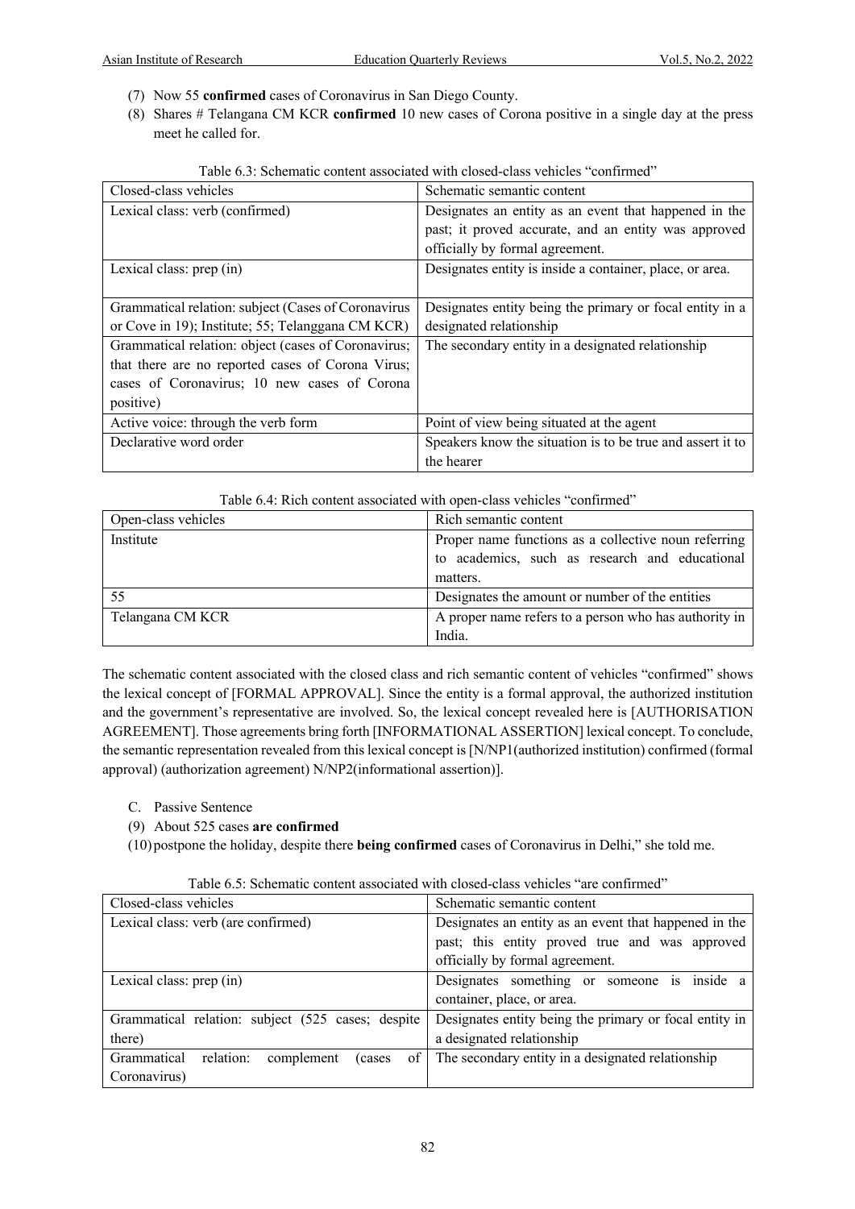(7) Now 55 **confirmed** cases of Coronavirus in San Diego County.

(8) Shares # Telangana CM KCR **confirmed** 10 new cases of Corona positive in a single day at the press meet he called for.

Table 6.3: Schematic content associated with closed-class vehicles "confirmed"

| Closed-class vehicles | Schematic semantic content |
|---|---|
| Lexical class: verb (confirmed) | Designates an entity as an event that happened in the past; it proved accurate, and an entity was approved officially by formal agreement. |
| Lexical class: prep (in) | Designates entity is inside a container, place, or area. |
| Grammatical relation: subject (Cases of Coronavirus or Cove in 19); Institute; 55; Telanggana CM KCR) | Designates entity being the primary or focal entity in a designated relationship |
| Grammatical relation: object (cases of Coronavirus; that there are no reported cases of Corona Virus; cases of Coronavirus; 10 new cases of Corona positive) | The secondary entity in a designated relationship |
| Active voice: through the verb form | Point of view being situated at the agent |
| Declarative word order | Speakers know the situation is to be true and assert it to the hearer |

Table 6.4: Rich content associated with open-class vehicles "confirmed"

| Open-class vehicles | Rich semantic content |
|---|---|
| Institute | Proper name functions as a collective noun referring to academics, such as research and educational matters. |
| 55 | Designates the amount or number of the entities |
| Telangana CM KCR | A proper name refers to a person who has authority in India. |

The schematic content associated with the closed class and rich semantic content of vehicles "confirmed" shows the lexical concept of [FORMAL APPROVAL]. Since the entity is a formal approval, the authorized institution and the government's representative are involved. So, the lexical concept revealed here is [AUTHORISATION AGREEMENT]. Those agreements bring forth [INFORMATIONAL ASSERTION] lexical concept. To conclude, the semantic representation revealed from this lexical concept is [N/NP1(authorized institution) confirmed (formal approval) (authorization agreement) N/NP2(informational assertion)].

C. Passive Sentence

(9) About 525 cases **are confirmed**

(10) postpone the holiday, despite there **being confirmed** cases of Coronavirus in Delhi," she told me.

Table 6.5: Schematic content associated with closed-class vehicles "are confirmed"

| Closed-class vehicles | Schematic semantic content |
|---|---|
| Lexical class: verb (are confirmed) | Designates an entity as an event that happened in the past; this entity proved true and was approved officially by formal agreement. |
| Lexical class: prep (in) | Designates something or someone is inside a container, place, or area. |
| Grammatical relation: subject (525 cases; despite there) | Designates entity being the primary or focal entity in a designated relationship |
| Grammatical relation: complement (cases of Coronavirus) | The secondary entity in a designated relationship |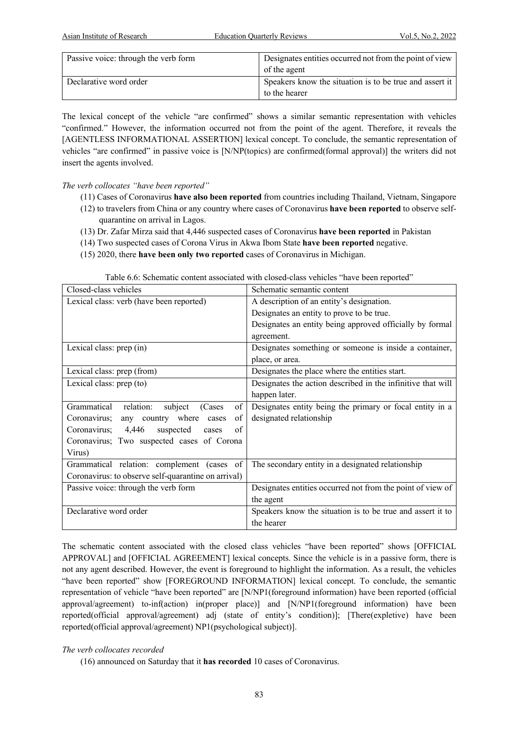| Passive voice: through the verb form | Designates entities occurred not from the point of view of the agent |
|---|---|
| Declarative word order | Speakers know the situation is to be true and assert it to the hearer |

The lexical concept of the vehicle "are confirmed" shows a similar semantic representation with vehicles "confirmed." However, the information occurred not from the point of the agent. Therefore, it reveals the [AGENTLESS INFORMATIONAL ASSERTION] lexical concept. To conclude, the semantic representation of vehicles "are confirmed" in passive voice is [N/NP(topics) are confirmed(formal approval)] the writers did not insert the agents involved.

*The verb collocates "have been reported"*

(11) Cases of Coronavirus **have also been reported** from countries including Thailand, Vietnam, Singapore

(12) to travelers from China or any country where cases of Coronavirus **have been reported** to observe self-quarantine on arrival in Lagos.

(13) Dr. Zafar Mirza said that 4,446 suspected cases of Coronavirus **have been reported** in Pakistan

(14) Two suspected cases of Corona Virus in Akwa Ibom State **have been reported** negative.

(15) 2020, there **have been only two reported** cases of Coronavirus in Michigan.

Table 6.6: Schematic content associated with closed-class vehicles "have been reported"

| Closed-class vehicles | Schematic semantic content |
|---|---|
| Lexical class: verb (have been reported) | A description of an entity's designation.<br>Designates an entity to prove to be true.<br>Designates an entity being approved officially by formal agreement. |
| Lexical class: prep (in) | Designates something or someone is inside a container, place, or area. |
| Lexical class: prep (from) | Designates the place where the entities start. |
| Lexical class: prep (to) | Designates the action described in the infinitive that will happen later. |
| Grammatical relation: subject (Cases of Coronavirus; any country where cases of Coronavirus; 4,446 suspected cases of Coronavirus; Two suspected cases of Corona Virus) | Designates entity being the primary or focal entity in a designated relationship |
| Grammatical relation: complement (cases of Coronavirus: to observe self-quarantine on arrival) | The secondary entity in a designated relationship |
| Passive voice: through the verb form | Designates entities occurred not from the point of view of the agent |
| Declarative word order | Speakers know the situation is to be true and assert it to the hearer |

The schematic content associated with the closed class vehicles "have been reported" shows [OFFICIAL APPROVAL] and [OFFICIAL AGREEMENT] lexical concepts. Since the vehicle is in a passive form, there is not any agent described. However, the event is foreground to highlight the information. As a result, the vehicles "have been reported" show [FOREGROUND INFORMATION] lexical concept. To conclude, the semantic representation of vehicle "have been reported" are [N/NP1(foreground information) have been reported (official approval/agreement) to-inf(action) in(proper place)] and [N/NP1(foreground information) have been reported(official approval/agreement) adj (state of entity's condition)]; [There(expletive) have been reported(official approval/agreement) NP1(psychological subject)].

*The verb collocates recorded*

(16) announced on Saturday that it **has recorded** 10 cases of Coronavirus.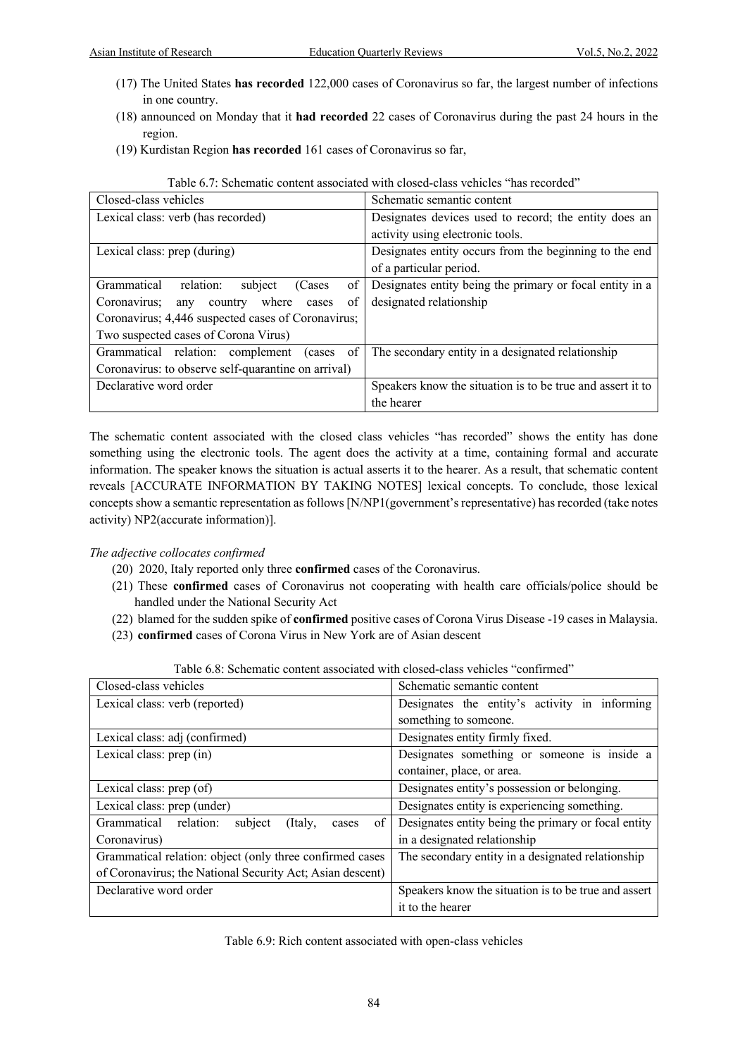(17) The United States **has recorded** 122,000 cases of Coronavirus so far, the largest number of infections in one country.

(18) announced on Monday that it **had recorded** 22 cases of Coronavirus during the past 24 hours in the region.

(19) Kurdistan Region **has recorded** 161 cases of Coronavirus so far,

Table 6.7: Schematic content associated with closed-class vehicles "has recorded"

| Closed-class vehicles | Schematic semantic content |
|---|---|
| Lexical class: verb (has recorded) | Designates devices used to record; the entity does an activity using electronic tools. |
| Lexical class: prep (during) | Designates entity occurs from the beginning to the end of a particular period. |
| Grammatical relation: subject (Cases of Coronavirus; any country where cases of Coronavirus; 4,446 suspected cases of Coronavirus; Two suspected cases of Corona Virus) | Designates entity being the primary or focal entity in a designated relationship |
| Grammatical relation: complement (cases of Coronavirus: to observe self-quarantine on arrival) | The secondary entity in a designated relationship |
| Declarative word order | Speakers know the situation is to be true and assert it to the hearer |

The schematic content associated with the closed class vehicles "has recorded" shows the entity has done something using the electronic tools. The agent does the activity at a time, containing formal and accurate information. The speaker knows the situation is actual asserts it to the hearer. As a result, that schematic content reveals [ACCURATE INFORMATION BY TAKING NOTES] lexical concepts. To conclude, those lexical concepts show a semantic representation as follows [N/NP1(government's representative) has recorded (take notes activity) NP2(accurate information)].

*The adjective collocates confirmed*

(20) 2020, Italy reported only three **confirmed** cases of the Coronavirus.

(21) These **confirmed** cases of Coronavirus not cooperating with health care officials/police should be handled under the National Security Act

(22) blamed for the sudden spike of **confirmed** positive cases of Corona Virus Disease -19 cases in Malaysia.

(23) **confirmed** cases of Corona Virus in New York are of Asian descent

Table 6.8: Schematic content associated with closed-class vehicles "confirmed"

| Closed-class vehicles | Schematic semantic content |
|---|---|
| Lexical class: verb (reported) | Designates the entity's activity in informing something to someone. |
| Lexical class: adj (confirmed) | Designates entity firmly fixed. |
| Lexical class: prep (in) | Designates something or someone is inside a container, place, or area. |
| Lexical class: prep (of) | Designates entity's possession or belonging. |
| Lexical class: prep (under) | Designates entity is experiencing something. |
| Grammatical relation: subject (Italy, cases of Coronavirus) | Designates entity being the primary or focal entity in a designated relationship |
| Grammatical relation: object (only three confirmed cases of Coronavirus; the National Security Act; Asian descent) | The secondary entity in a designated relationship |
| Declarative word order | Speakers know the situation is to be true and assert it to the hearer |

Table 6.9: Rich content associated with open-class vehicles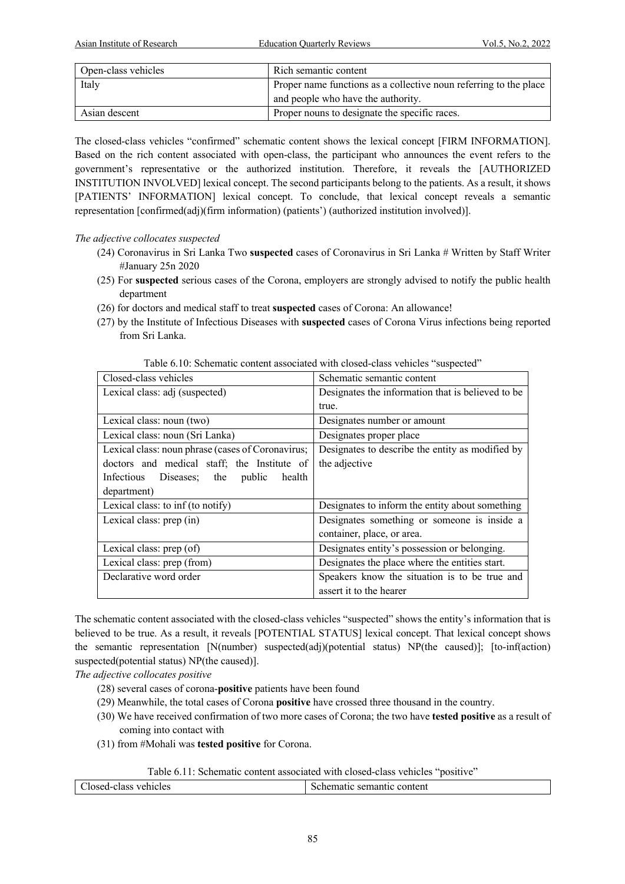| Open-class vehicles | Rich semantic content |
| --- | --- |
| Italy | Proper name functions as a collective noun referring to the place and people who have the authority. |
| Asian descent | Proper nouns to designate the specific races. |

The closed-class vehicles "confirmed" schematic content shows the lexical concept [FIRM INFORMATION]. Based on the rich content associated with open-class, the participant who announces the event refers to the government's representative or the authorized institution. Therefore, it reveals the [AUTHORIZED INSTITUTION INVOLVED] lexical concept. The second participants belong to the patients. As a result, it shows [PATIENTS' INFORMATION] lexical concept. To conclude, that lexical concept reveals a semantic representation [confirmed(adj)(firm information) (patients') (authorized institution involved)].

*The adjective collocates suspected*

(24) Coronavirus in Sri Lanka Two **suspected** cases of Coronavirus in Sri Lanka # Written by Staff Writer #January 25n 2020

(25) For **suspected** serious cases of the Corona, employers are strongly advised to notify the public health department

(26) for doctors and medical staff to treat **suspected** cases of Corona: An allowance!

(27) by the Institute of Infectious Diseases with **suspected** cases of Corona Virus infections being reported from Sri Lanka.

Table 6.10: Schematic content associated with closed-class vehicles "suspected"

| Closed-class vehicles | Schematic semantic content |
| --- | --- |
| Lexical class: adj (suspected) | Designates the information that is believed to be true. |
| Lexical class: noun (two) | Designates number or amount |
| Lexical class: noun (Sri Lanka) | Designates proper place |
| Lexical class: noun phrase (cases of Coronavirus; doctors and medical staff; the Institute of Infectious Diseases; the public health department) | Designates to describe the entity as modified by the adjective |
| Lexical class: to inf (to notify) | Designates to inform the entity about something |
| Lexical class: prep (in) | Designates something or someone is inside a container, place, or area. |
| Lexical class: prep (of) | Designates entity's possession or belonging. |
| Lexical class: prep (from) | Designates the place where the entities start. |
| Declarative word order | Speakers know the situation is to be true and assert it to the hearer |

The schematic content associated with the closed-class vehicles "suspected" shows the entity's information that is believed to be true. As a result, it reveals [POTENTIAL STATUS] lexical concept. That lexical concept shows the semantic representation [N(number) suspected(adj)(potential status) NP(the caused)]; [to-inf(action) suspected(potential status) NP(the caused)].

*The adjective collocates positive*

(28) several cases of corona-**positive** patients have been found

(29) Meanwhile, the total cases of Corona **positive** have crossed three thousand in the country.

(30) We have received confirmation of two more cases of Corona; the two have **tested positive** as a result of coming into contact with

(31) from #Mohali was **tested positive** for Corona.

Table 6.11: Schematic content associated with closed-class vehicles "positive"

| Closed-class vehicles | Schematic semantic content |
| --- | --- |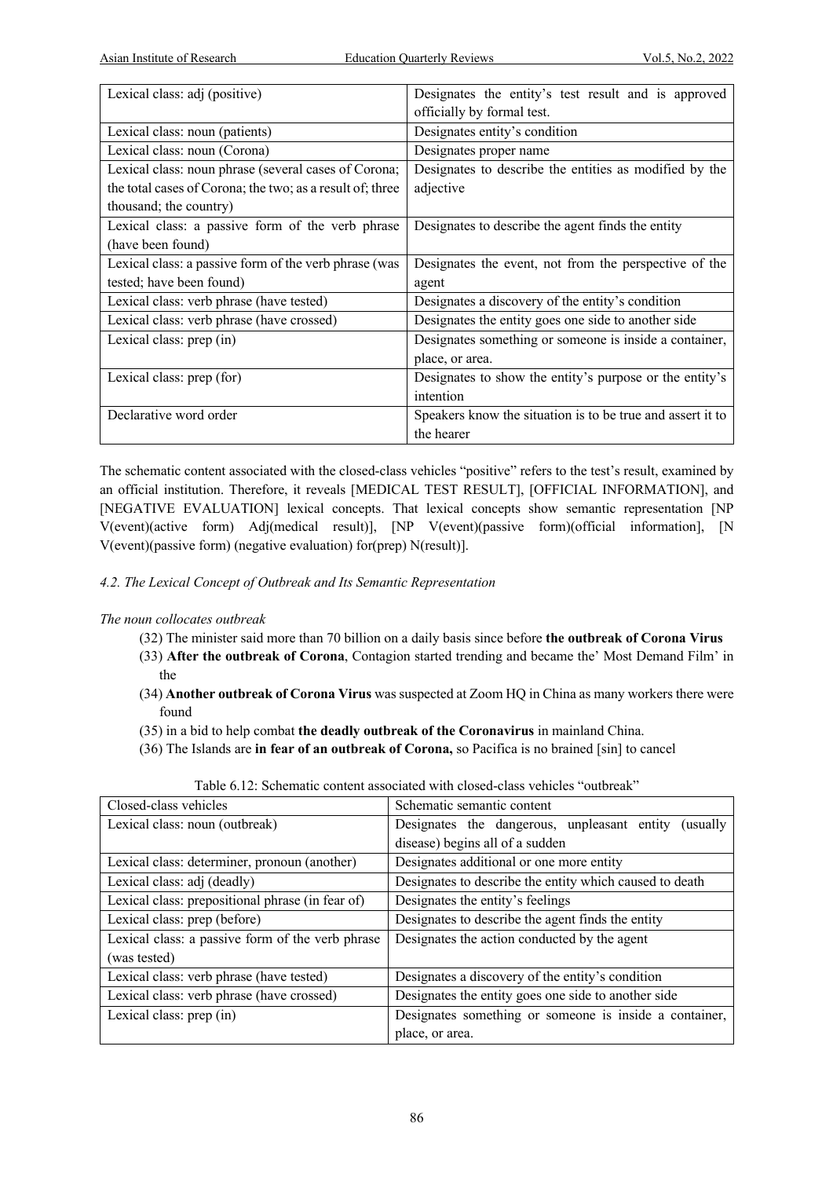| Lexical class: adj (positive) | Designates the entity's test result and is approved officially by formal test. |
|---|---|
| Lexical class: noun (patients) | Designates entity's condition |
| Lexical class: noun (Corona) | Designates proper name |
| Lexical class: noun phrase (several cases of Corona; the total cases of Corona; the two; as a result of; three thousand; the country) | Designates to describe the entities as modified by the adjective |
| Lexical class: a passive form of the verb phrase (have been found) | Designates to describe the agent finds the entity |
| Lexical class: a passive form of the verb phrase (was tested; have been found) | Designates the event, not from the perspective of the agent |
| Lexical class: verb phrase (have tested) | Designates a discovery of the entity's condition |
| Lexical class: verb phrase (have crossed) | Designates the entity goes one side to another side |
| Lexical class: prep (in) | Designates something or someone is inside a container, place, or area. |
| Lexical class: prep (for) | Designates to show the entity's purpose or the entity's intention |
| Declarative word order | Speakers know the situation is to be true and assert it to the hearer |

The schematic content associated with the closed-class vehicles "positive" refers to the test's result, examined by an official institution. Therefore, it reveals [MEDICAL TEST RESULT], [OFFICIAL INFORMATION], and [NEGATIVE EVALUATION] lexical concepts. That lexical concepts show semantic representation [NP V(event)(active form) Adj(medical result)], [NP V(event)(passive form)(official information)], [N V(event)(passive form) (negative evaluation) for(prep) N(result)].

### *4.2. The Lexical Concept of Outbreak and Its Semantic Representation*

*The noun collocates outbreak*

(32) The minister said more than 70 billion on a daily basis since before **the outbreak of Corona Virus**

(33) **After the outbreak of Corona**, Contagion started trending and became the' Most Demand Film' in the

(34) **Another outbreak of Corona Virus** was suspected at Zoom HQ in China as many workers there were found

(35) in a bid to help combat **the deadly outbreak of the Coronavirus** in mainland China.

(36) The Islands are **in fear of an outbreak of Corona,** so Pacifica is no brained [sin] to cancel

Table 6.12: Schematic content associated with closed-class vehicles "outbreak"

| Closed-class vehicles | Schematic semantic content |
|---|---|
| Lexical class: noun (outbreak) | Designates the dangerous, unpleasant entity (usually disease) begins all of a sudden |
| Lexical class: determiner, pronoun (another) | Designates additional or one more entity |
| Lexical class: adj (deadly) | Designates to describe the entity which caused to death |
| Lexical class: prepositional phrase (in fear of) | Designates the entity's feelings |
| Lexical class: prep (before) | Designates to describe the agent finds the entity |
| Lexical class: a passive form of the verb phrase (was tested) | Designates the action conducted by the agent |
| Lexical class: verb phrase (have tested) | Designates a discovery of the entity's condition |
| Lexical class: verb phrase (have crossed) | Designates the entity goes one side to another side |
| Lexical class: prep (in) | Designates something or someone is inside a container, place, or area. |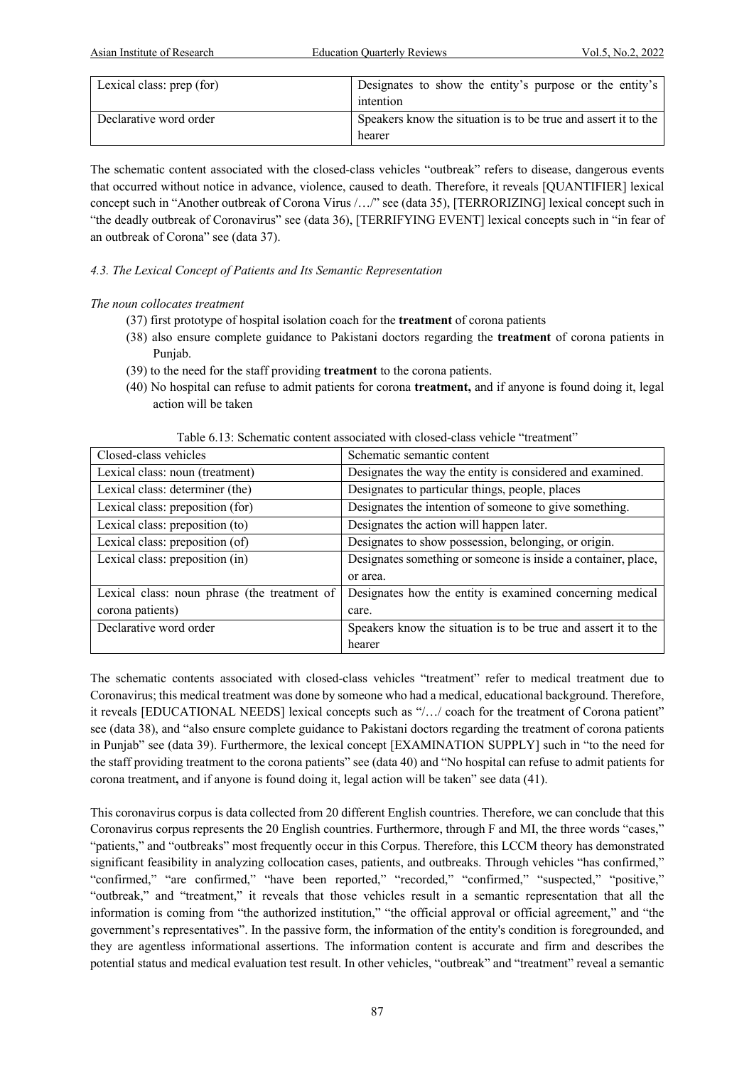| Lexical class: prep (for) | Designates to show the entity's purpose or the entity's intention |
|---|---|
| Declarative word order | Speakers know the situation is to be true and assert it to the hearer |

The schematic content associated with the closed-class vehicles "outbreak" refers to disease, dangerous events that occurred without notice in advance, violence, caused to death. Therefore, it reveals [QUANTIFIER] lexical concept such in "Another outbreak of Corona Virus /…/" see (data 35), [TERRORIZING] lexical concept such in "the deadly outbreak of Coronavirus" see (data 36), [TERRIFYING EVENT] lexical concepts such in "in fear of an outbreak of Corona" see (data 37).

*4.3. The Lexical Concept of Patients and Its Semantic Representation*

*The noun collocates treatment*

(37) first prototype of hospital isolation coach for the **treatment** of corona patients

(38) also ensure complete guidance to Pakistani doctors regarding the **treatment** of corona patients in Punjab.

(39) to the need for the staff providing **treatment** to the corona patients.

(40) No hospital can refuse to admit patients for corona **treatment,** and if anyone is found doing it, legal action will be taken

Table 6.13: Schematic content associated with closed-class vehicle "treatment"

| Closed-class vehicles | Schematic semantic content |
|---|---|
| Lexical class: noun (treatment) | Designates the way the entity is considered and examined. |
| Lexical class: determiner (the) | Designates to particular things, people, places |
| Lexical class: preposition (for) | Designates the intention of someone to give something. |
| Lexical class: preposition (to) | Designates the action will happen later. |
| Lexical class: preposition (of) | Designates to show possession, belonging, or origin. |
| Lexical class: preposition (in) | Designates something or someone is inside a container, place, or area. |
| Lexical class: noun phrase (the treatment of corona patients) | Designates how the entity is examined concerning medical care. |
| Declarative word order | Speakers know the situation is to be true and assert it to the hearer |

The schematic contents associated with closed-class vehicles "treatment" refer to medical treatment due to Coronavirus; this medical treatment was done by someone who had a medical, educational background. Therefore, it reveals [EDUCATIONAL NEEDS] lexical concepts such as "/…/ coach for the treatment of Corona patient" see (data 38), and "also ensure complete guidance to Pakistani doctors regarding the treatment of corona patients in Punjab" see (data 39). Furthermore, the lexical concept [EXAMINATION SUPPLY] such in "to the need for the staff providing treatment to the corona patients" see (data 40) and "No hospital can refuse to admit patients for corona treatment**,** and if anyone is found doing it, legal action will be taken" see data (41).

This coronavirus corpus is data collected from 20 different English countries. Therefore, we can conclude that this Coronavirus corpus represents the 20 English countries. Furthermore, through F and MI, the three words "cases," "patients," and "outbreaks" most frequently occur in this Corpus. Therefore, this LCCM theory has demonstrated significant feasibility in analyzing collocation cases, patients, and outbreaks. Through vehicles "has confirmed," "confirmed," "are confirmed," "have been reported," "recorded," "confirmed," "suspected," "positive," "outbreak," and "treatment," it reveals that those vehicles result in a semantic representation that all the information is coming from "the authorized institution," "the official approval or official agreement," and "the government's representatives". In the passive form, the information of the entity's condition is foregrounded, and they are agentless informational assertions. The information content is accurate and firm and describes the potential status and medical evaluation test result. In other vehicles, "outbreak" and "treatment" reveal a semantic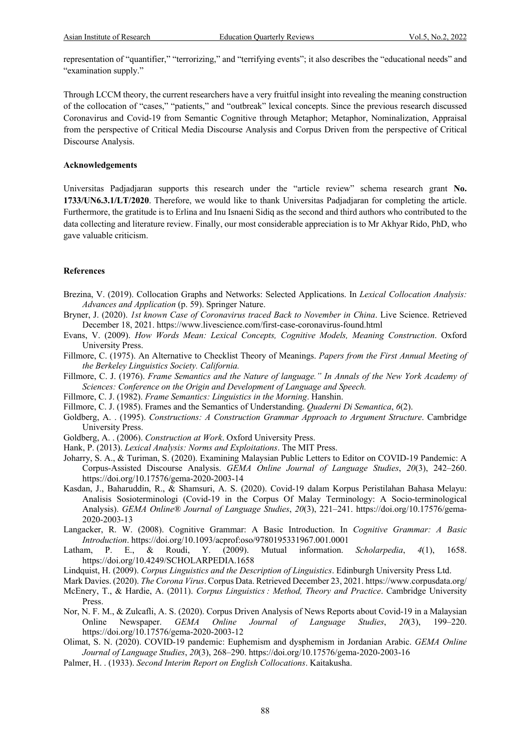representation of "quantifier," "terrorizing," and "terrifying events"; it also describes the "educational needs" and "examination supply."

Through LCCM theory, the current researchers have a very fruitful insight into revealing the meaning construction of the collocation of "cases," "patients," and "outbreak" lexical concepts. Since the previous research discussed Coronavirus and Covid-19 from Semantic Cognitive through Metaphor; Metaphor, Nominalization, Appraisal from the perspective of Critical Media Discourse Analysis and Corpus Driven from the perspective of Critical Discourse Analysis.

### Acknowledgements

Universitas Padjadjaran supports this research under the "article review" schema research grant **No. 1733/UN6.3.1/LT/2020**. Therefore, we would like to thank Universitas Padjadjaran for completing the article. Furthermore, the gratitude is to Erlina and Inu Isnaeni Sidiq as the second and third authors who contributed to the data collecting and literature review. Finally, our most considerable appreciation is to Mr Akhyar Rido, PhD, who gave valuable criticism.

### References

Brezina, V. (2019). Collocation Graphs and Networks: Selected Applications. In *Lexical Collocation Analysis: Advances and Application* (p. 59). Springer Nature.

Bryner, J. (2020). *1st known Case of Coronavirus traced Back to November in China*. Live Science. Retrieved December 18, 2021. https://www.livescience.com/first-case-coronavirus-found.html

Evans, V. (2009). *How Words Mean: Lexical Concepts, Cognitive Models, Meaning Construction*. Oxford University Press.

Fillmore, C. (1975). An Alternative to Checklist Theory of Meanings. *Papers from the First Annual Meeting of the Berkeley Linguistics Society. California.*

Fillmore, C. J. (1976). *Frame Semantics and the Nature of language." In Annals of the New York Academy of Sciences: Conference on the Origin and Development of Language and Speech.*

Fillmore, C. J. (1982). *Frame Semantics: Linguistics in the Morning*. Hanshin.

Fillmore, C. J. (1985). Frames and the Semantics of Understanding. *Quaderni Di Semantica*, *6*(2).

Goldberg, A. . (1995). *Constructions: A Construction Grammar Approach to Argument Structure*. Cambridge University Press.

Goldberg, A. . (2006). *Construction at Work*. Oxford University Press.

Hank, P. (2013). *Lexical Analysis: Norms and Exploitations*. The MIT Press.

Joharry, S. A., & Turiman, S. (2020). Examining Malaysian Public Letters to Editor on COVID-19 Pandemic: A Corpus-Assisted Discourse Analysis. *GEMA Online Journal of Language Studies*, *20*(3), 242–260. https://doi.org/10.17576/gema-2020-2003-14

Kasdan, J., Baharuddin, R., & Shamsuri, A. S. (2020). Covid-19 dalam Korpus Peristilahan Bahasa Melayu: Analisis Sosioterminologi (Covid-19 in the Corpus Of Malay Terminology: A Socio-terminological Analysis). *GEMA Online® Journal of Language Studies*, *20*(3), 221–241. https://doi.org/10.17576/gema-2020-2003-13

Langacker, R. W. (2008). Cognitive Grammar: A Basic Introduction. In *Cognitive Grammar: A Basic Introduction*. https://doi.org/10.1093/acprof:oso/9780195331967.001.0001

Latham, P. E., & Roudi, Y. (2009). Mutual information. *Scholarpedia*, *4*(1), 1658. https://doi.org/10.4249/SCHOLARPEDIA.1658

Lindquist, H. (2009). *Corpus Linguistics and the Description of Linguistics*. Edinburgh University Press Ltd.

Mark Davies. (2020). *The Corona Virus*. Corpus Data. Retrieved December 23, 2021. https://www.corpusdata.org/

McEnery, T., & Hardie, A. (2011). *Corpus Linguistics : Method, Theory and Practice*. Cambridge University Press.

Nor, N. F. M., & Zulcafli, A. S. (2020). Corpus Driven Analysis of News Reports about Covid-19 in a Malaysian Online Newspaper. *GEMA Online Journal of Language Studies*, *20*(3), 199–220. https://doi.org/10.17576/gema-2020-2003-12

Olimat, S. N. (2020). COVID-19 pandemic: Euphemism and dysphemism in Jordanian Arabic. *GEMA Online Journal of Language Studies*, *20*(3), 268–290. https://doi.org/10.17576/gema-2020-2003-16

Palmer, H. . (1933). *Second Interim Report on English Collocations*. Kaitakusha.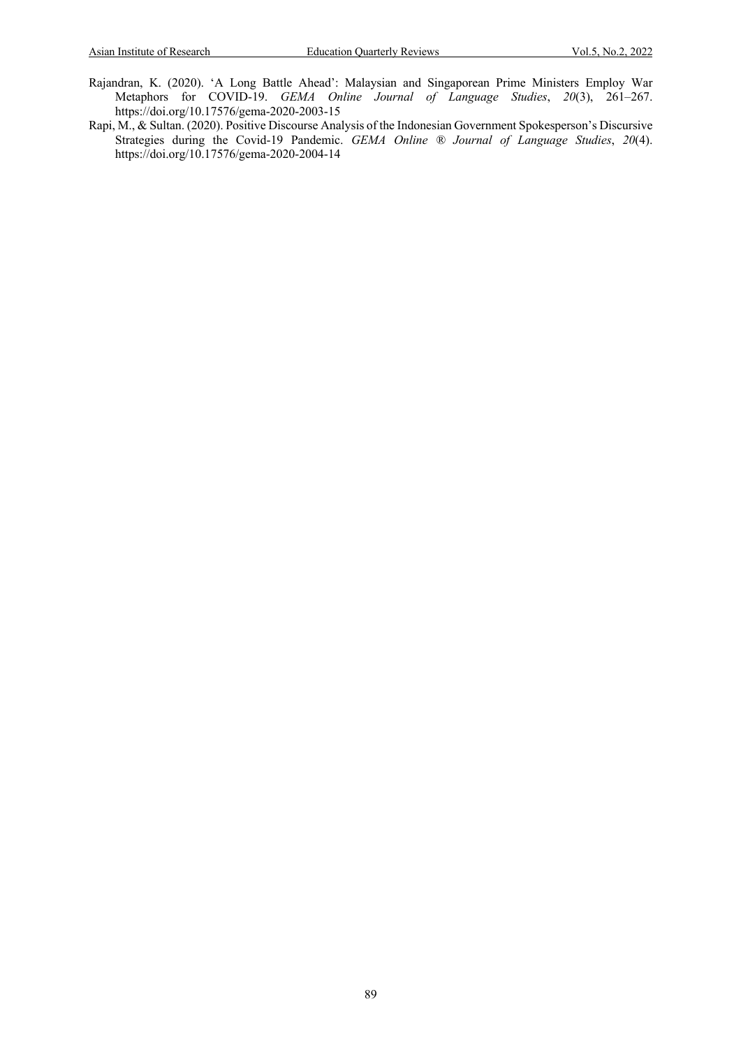Rajandran, K. (2020). 'A Long Battle Ahead': Malaysian and Singaporean Prime Ministers Employ War Metaphors for COVID-19. *GEMA Online Journal of Language Studies*, *20*(3), 261–267. https://doi.org/10.17576/gema-2020-2003-15

Rapi, M., & Sultan. (2020). Positive Discourse Analysis of the Indonesian Government Spokesperson's Discursive Strategies during the Covid-19 Pandemic. *GEMA Online ® Journal of Language Studies*, *20*(4). https://doi.org/10.17576/gema-2020-2004-14